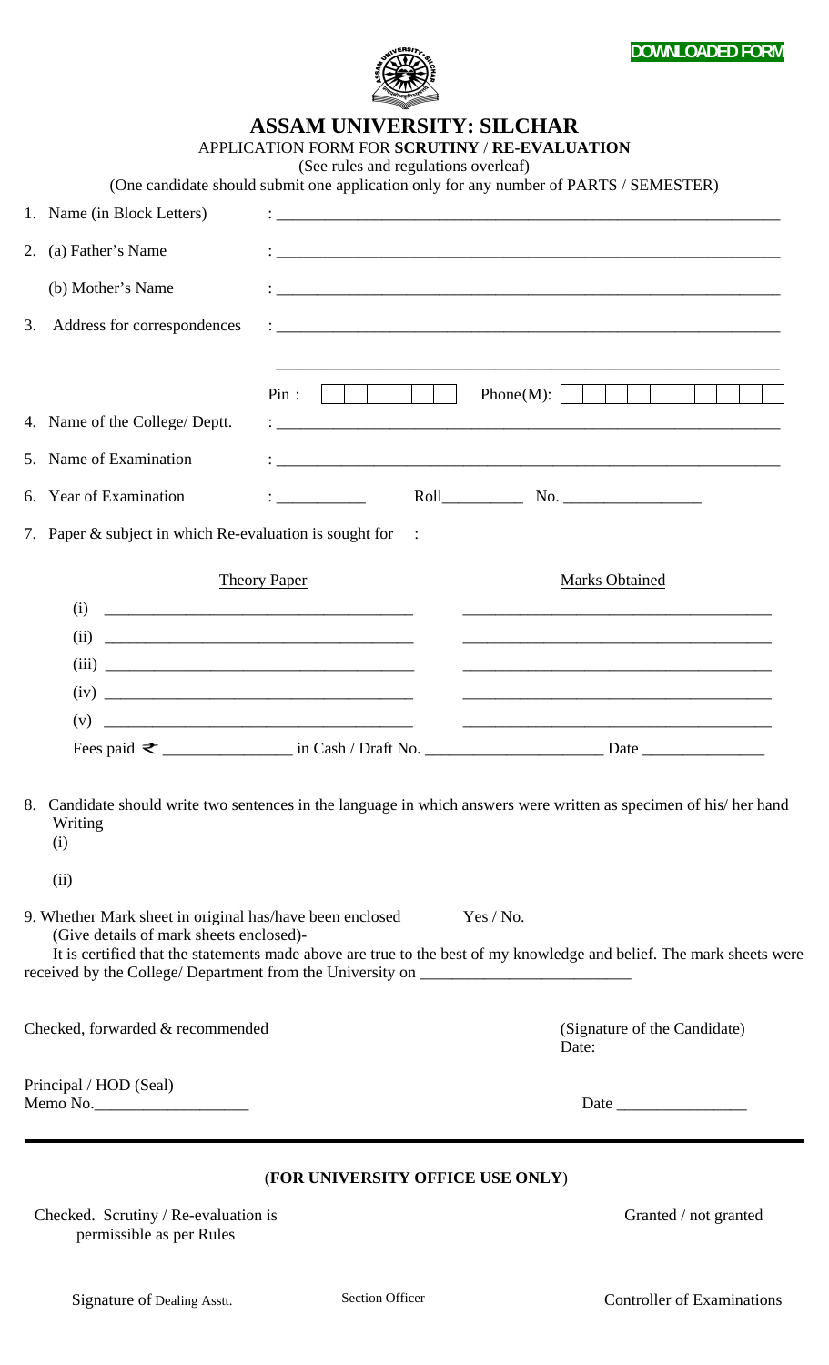DOWNLOADED FORM

# ASSAM UNIVERSITY: SILCHAR

APPLICATION FORM FOR **SCRUTINY** / **RE-EVALUATION**

(See rules and regulations overleaf)

(One candidate should submit one application only for any number of PARTS / SEMESTER)

1. Name (in Block Letters) : ____________________________________________
2. (a) Father's Name : ____________________________________________

   (b) Mother's Name : ____________________________________________
3. Address for correspondences : ____________________________________________

   ____________________________________________

   Pin : | | | | | | |     Phone(M): | | | | | | | | | | |
4. Name of the College/ Deptt. : ____________________________________________
5. Name of Examination : ____________________________________________
6. Year of Examination : __________ Roll__________ No. ________________
7. Paper & subject in which Re-evaluation is sought for :

| Theory Paper | Marks Obtained |
|---|---|
| (i) ____________________ | ____________________ |
| (ii) ____________________ | ____________________ |
| (iii) ____________________ | ____________________ |
| (iv) ____________________ | ____________________ |
| (v) ____________________ | ____________________ |

Fees paid ₹ ______________ in Cash / Draft No. ____________________ Date ______________

8. Candidate should write two sentences in the language in which answers were written as specimen of his/ her hand Writing

   (i)

   (ii)

9. Whether Mark sheet in original has/have been enclosed Yes / No.

   (Give details of mark sheets enclosed)-

   It is certified that the statements made above are true to the best of my knowledge and belief. The mark sheets were received by the College/ Department from the University on ________________________

Checked, forwarded & recommended

(Signature of the Candidate)

Date:

Principal / HOD (Seal)

Memo No.__________________

Date ________________

---

(**FOR UNIVERSITY OFFICE USE ONLY**)

Checked. Scrutiny / Re-evaluation is permissible as per Rules

Granted / not granted

Signature of Dealing Asstt.     Section Officer     Controller of Examinations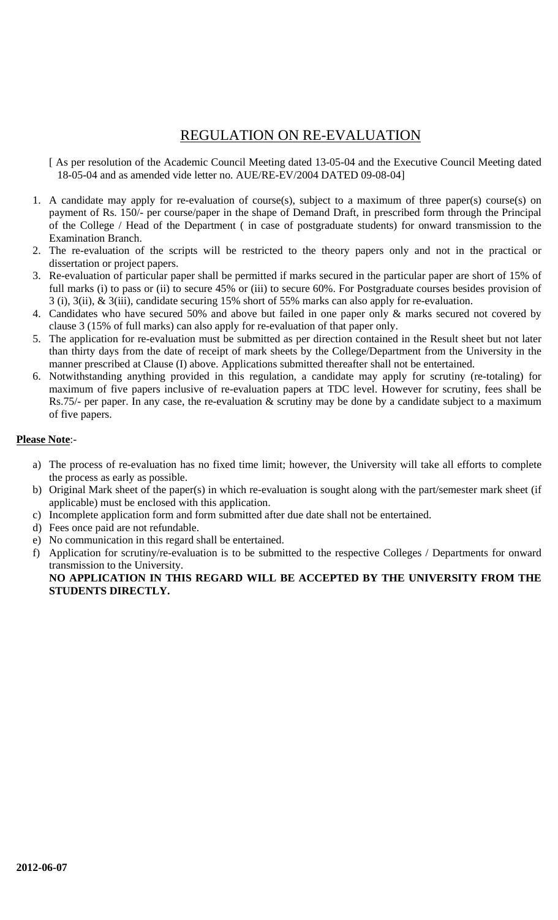# REGULATION ON RE-EVALUATION

[ As per resolution of the Academic Council Meeting dated 13-05-04 and the Executive Council Meeting dated 18-05-04 and as amended vide letter no. AUE/RE-EV/2004 DATED 09-08-04]

1. A candidate may apply for re-evaluation of course(s), subject to a maximum of three paper(s) course(s) on payment of Rs. 150/- per course/paper in the shape of Demand Draft, in prescribed form through the Principal of the College / Head of the Department ( in case of postgraduate students) for onward transmission to the Examination Branch.
2. The re-evaluation of the scripts will be restricted to the theory papers only and not in the practical or dissertation or project papers.
3. Re-evaluation of particular paper shall be permitted if marks secured in the particular paper are short of 15% of full marks (i) to pass or (ii) to secure 45% or (iii) to secure 60%. For Postgraduate courses besides provision of 3 (i), 3(ii), & 3(iii), candidate securing 15% short of 55% marks can also apply for re-evaluation.
4. Candidates who have secured 50% and above but failed in one paper only & marks secured not covered by clause 3 (15% of full marks) can also apply for re-evaluation of that paper only.
5. The application for re-evaluation must be submitted as per direction contained in the Result sheet but not later than thirty days from the date of receipt of mark sheets by the College/Department from the University in the manner prescribed at Clause (I) above. Applications submitted thereafter shall not be entertained.
6. Notwithstanding anything provided in this regulation, a candidate may apply for scrutiny (re-totaling) for maximum of five papers inclusive of re-evaluation papers at TDC level. However for scrutiny, fees shall be Rs.75/- per paper. In any case, the re-evaluation & scrutiny may be done by a candidate subject to a maximum of five papers.

**Please Note**:-

a) The process of re-evaluation has no fixed time limit; however, the University will take all efforts to complete the process as early as possible.
b) Original Mark sheet of the paper(s) in which re-evaluation is sought along with the part/semester mark sheet (if applicable) must be enclosed with this application.
c) Incomplete application form and form submitted after due date shall not be entertained.
d) Fees once paid are not refundable.
e) No communication in this regard shall be entertained.
f) Application for scrutiny/re-evaluation is to be submitted to the respective Colleges / Departments for onward transmission to the University.
**NO APPLICATION IN THIS REGARD WILL BE ACCEPTED BY THE UNIVERSITY FROM THE STUDENTS DIRECTLY.**

**2012-06-07**